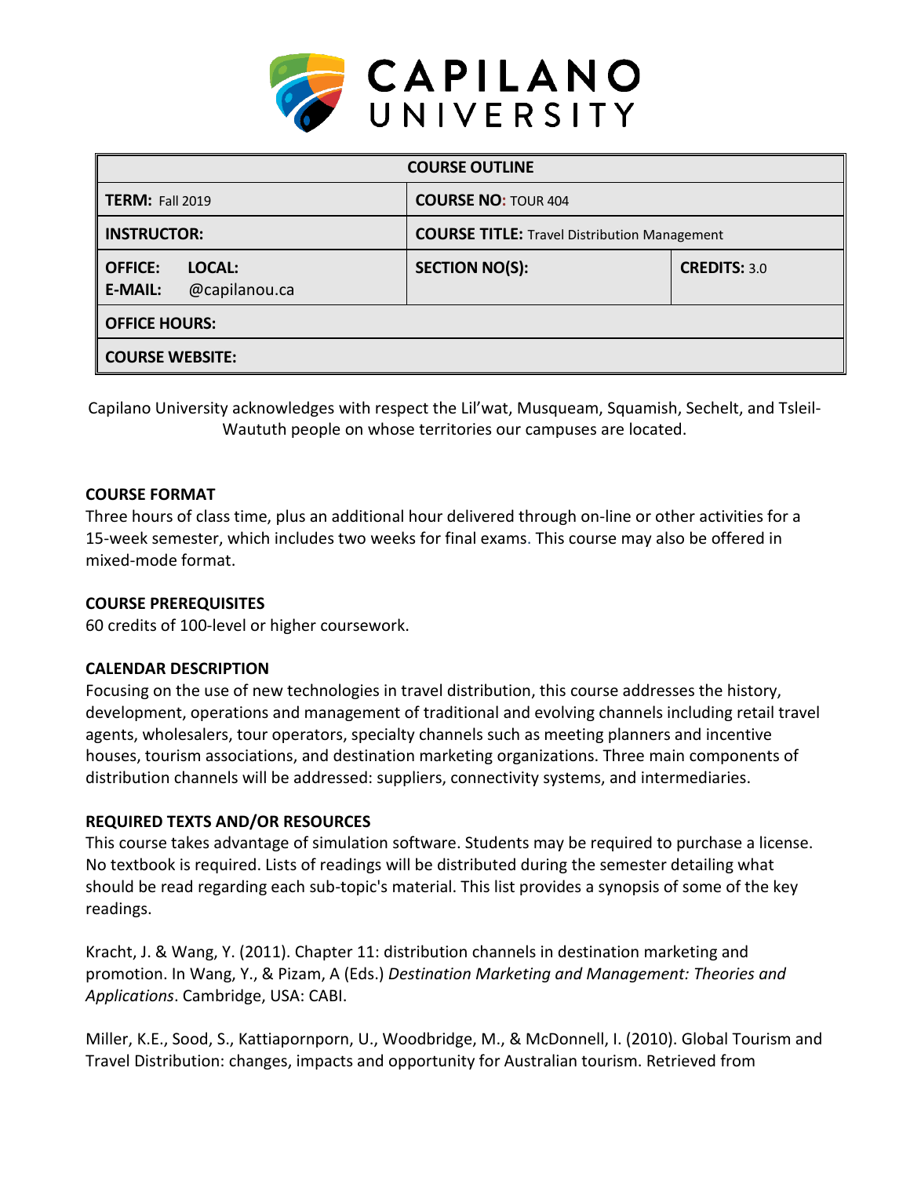# CAPILANO UNIVERSITY

| COURSE OUTLINE | | |
|---|---|---|
| **TERM:** Fall 2019 | **COURSE NO:** TOUR 404 | |
| **INSTRUCTOR:** | **COURSE TITLE:** Travel Distribution Management | |
| **OFFICE:** **LOCAL:** <br> **E-MAIL:** @capilanou.ca | **SECTION NO(S):** | **CREDITS:** 3.0 |
| **OFFICE HOURS:** | | |
| **COURSE WEBSITE:** | | |

Capilano University acknowledges with respect the Lil'wat, Musqueam, Squamish, Sechelt, and Tsleil-Waututh people on whose territories our campuses are located.

### COURSE FORMAT

Three hours of class time, plus an additional hour delivered through on-line or other activities for a 15-week semester, which includes two weeks for final exams. This course may also be offered in mixed-mode format.

### COURSE PREREQUISITES

60 credits of 100-level or higher coursework.

### CALENDAR DESCRIPTION

Focusing on the use of new technologies in travel distribution, this course addresses the history, development, operations and management of traditional and evolving channels including retail travel agents, wholesalers, tour operators, specialty channels such as meeting planners and incentive houses, tourism associations, and destination marketing organizations. Three main components of distribution channels will be addressed: suppliers, connectivity systems, and intermediaries.

### REQUIRED TEXTS AND/OR RESOURCES

This course takes advantage of simulation software. Students may be required to purchase a license. No textbook is required. Lists of readings will be distributed during the semester detailing what should be read regarding each sub-topic's material. This list provides a synopsis of some of the key readings.

Kracht, J. & Wang, Y. (2011). Chapter 11: distribution channels in destination marketing and promotion. In Wang, Y., & Pizam, A (Eds.) *Destination Marketing and Management: Theories and Applications*. Cambridge, USA: CABI.

Miller, K.E., Sood, S., Kattiapornporn, U., Woodbridge, M., & McDonnell, I. (2010). Global Tourism and Travel Distribution: changes, impacts and opportunity for Australian tourism. Retrieved from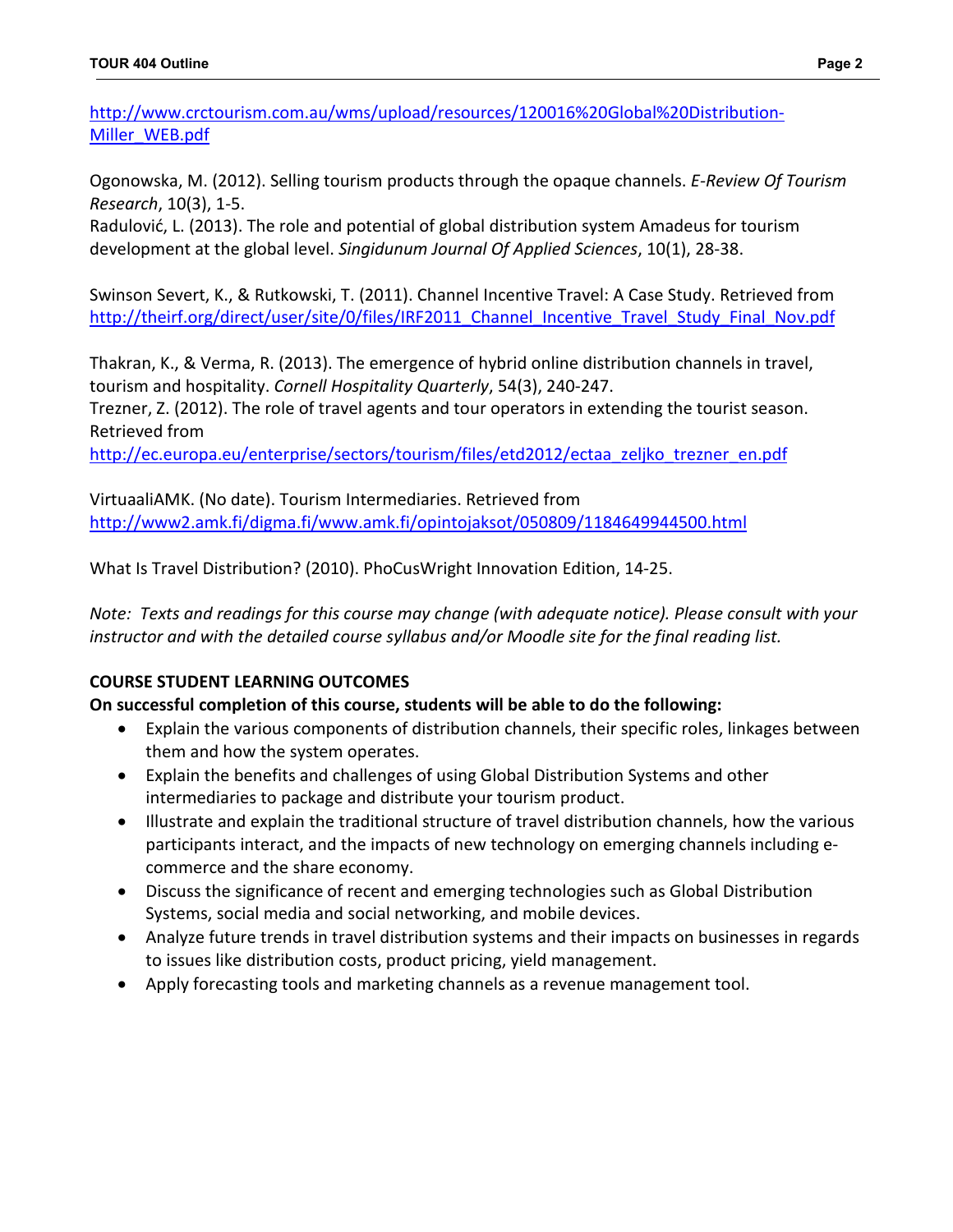http://www.crctourism.com.au/wms/upload/resources/120016%20Global%20Distribution-Miller_WEB.pdf

Ogonowska, M. (2012). Selling tourism products through the opaque channels. *E-Review Of Tourism Research*, 10(3), 1-5.
Radulović, L. (2013). The role and potential of global distribution system Amadeus for tourism development at the global level. *Singidunum Journal Of Applied Sciences*, 10(1), 28-38.

Swinson Severt, K., & Rutkowski, T. (2011). Channel Incentive Travel: A Case Study. Retrieved from http://theirf.org/direct/user/site/0/files/IRF2011_Channel_Incentive_Travel_Study_Final_Nov.pdf

Thakran, K., & Verma, R. (2013). The emergence of hybrid online distribution channels in travel, tourism and hospitality. *Cornell Hospitality Quarterly*, 54(3), 240-247.
Trezner, Z. (2012). The role of travel agents and tour operators in extending the tourist season. Retrieved from
http://ec.europa.eu/enterprise/sectors/tourism/files/etd2012/ectaa_zeljko_trezner_en.pdf

VirtuaaliAMK. (No date). Tourism Intermediaries. Retrieved from
http://www2.amk.fi/digma.fi/www.amk.fi/opintojaksot/050809/1184649944500.html

What Is Travel Distribution? (2010). PhoCusWright Innovation Edition, 14-25.

*Note: Texts and readings for this course may change (with adequate notice). Please consult with your instructor and with the detailed course syllabus and/or Moodle site for the final reading list.*

**COURSE STUDENT LEARNING OUTCOMES**

**On successful completion of this course, students will be able to do the following:**

- Explain the various components of distribution channels, their specific roles, linkages between them and how the system operates.
- Explain the benefits and challenges of using Global Distribution Systems and other intermediaries to package and distribute your tourism product.
- Illustrate and explain the traditional structure of travel distribution channels, how the various participants interact, and the impacts of new technology on emerging channels including e-commerce and the share economy.
- Discuss the significance of recent and emerging technologies such as Global Distribution Systems, social media and social networking, and mobile devices.
- Analyze future trends in travel distribution systems and their impacts on businesses in regards to issues like distribution costs, product pricing, yield management.
- Apply forecasting tools and marketing channels as a revenue management tool.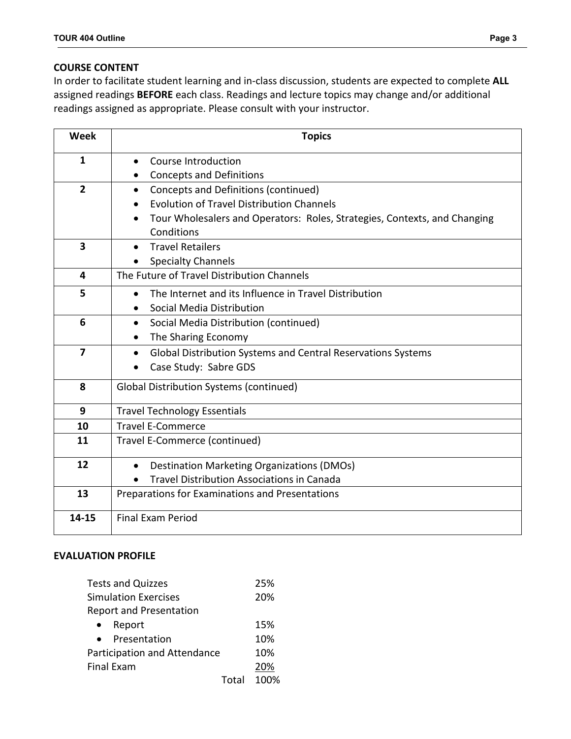## COURSE CONTENT

In order to facilitate student learning and in-class discussion, students are expected to complete **ALL** assigned readings **BEFORE** each class. Readings and lecture topics may change and/or additional readings assigned as appropriate. Please consult with your instructor.

| Week | Topics |
|---|---|
| 1 | • Course Introduction<br>• Concepts and Definitions |
| 2 | • Concepts and Definitions (continued)<br>• Evolution of Travel Distribution Channels<br>• Tour Wholesalers and Operators: Roles, Strategies, Contexts, and Changing Conditions |
| 3 | • Travel Retailers<br>• Specialty Channels |
| 4 | The Future of Travel Distribution Channels |
| 5 | • The Internet and its Influence in Travel Distribution<br>• Social Media Distribution |
| 6 | • Social Media Distribution (continued)<br>• The Sharing Economy |
| 7 | • Global Distribution Systems and Central Reservations Systems<br>• Case Study: Sabre GDS |
| 8 | Global Distribution Systems (continued) |
| 9 | Travel Technology Essentials |
| 10 | Travel E-Commerce |
| 11 | Travel E-Commerce (continued) |
| 12 | • Destination Marketing Organizations (DMOs)<br>• Travel Distribution Associations in Canada |
| 13 | Preparations for Examinations and Presentations |
| 14-15 | Final Exam Period |

## EVALUATION PROFILE

| | |
|---|---|
| Tests and Quizzes | 25% |
| Simulation Exercises | 20% |
| Report and Presentation | |
| • Report | 15% |
| • Presentation | 10% |
| Participation and Attendance | 10% |
| Final Exam | 20% |
| Total | 100% |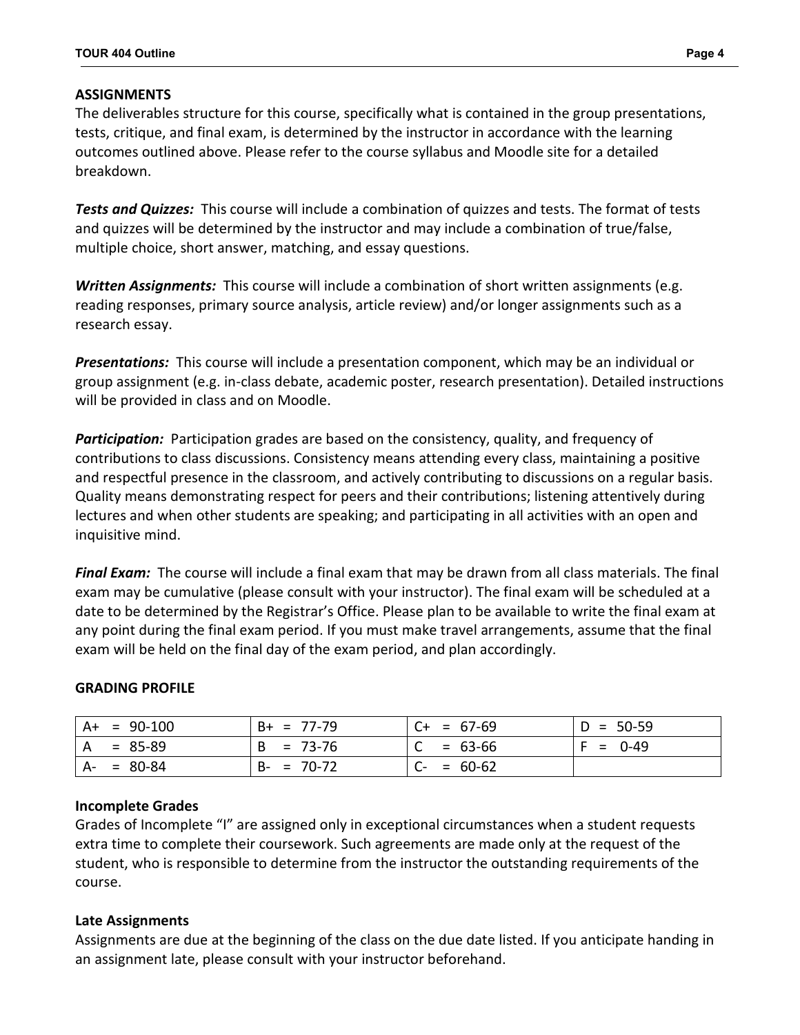## ASSIGNMENTS

The deliverables structure for this course, specifically what is contained in the group presentations, tests, critique, and final exam, is determined by the instructor in accordance with the learning outcomes outlined above. Please refer to the course syllabus and Moodle site for a detailed breakdown.

***Tests and Quizzes:*** This course will include a combination of quizzes and tests. The format of tests and quizzes will be determined by the instructor and may include a combination of true/false, multiple choice, short answer, matching, and essay questions.

***Written Assignments:*** This course will include a combination of short written assignments (e.g. reading responses, primary source analysis, article review) and/or longer assignments such as a research essay.

***Presentations:*** This course will include a presentation component, which may be an individual or group assignment (e.g. in-class debate, academic poster, research presentation). Detailed instructions will be provided in class and on Moodle.

***Participation:*** Participation grades are based on the consistency, quality, and frequency of contributions to class discussions. Consistency means attending every class, maintaining a positive and respectful presence in the classroom, and actively contributing to discussions on a regular basis. Quality means demonstrating respect for peers and their contributions; listening attentively during lectures and when other students are speaking; and participating in all activities with an open and inquisitive mind.

***Final Exam:*** The course will include a final exam that may be drawn from all class materials. The final exam may be cumulative (please consult with your instructor). The final exam will be scheduled at a date to be determined by the Registrar's Office. Please plan to be available to write the final exam at any point during the final exam period. If you must make travel arrangements, assume that the final exam will be held on the final day of the exam period, and plan accordingly.

## GRADING PROFILE

| | | | |
|---|---|---|---|
| A+ = 90-100 | B+ = 77-79 | C+ = 67-69 | D = 50-59 |
| A = 85-89 | B = 73-76 | C = 63-66 | F = 0-49 |
| A- = 80-84 | B- = 70-72 | C- = 60-62 | |

### Incomplete Grades

Grades of Incomplete "I" are assigned only in exceptional circumstances when a student requests extra time to complete their coursework. Such agreements are made only at the request of the student, who is responsible to determine from the instructor the outstanding requirements of the course.

### Late Assignments

Assignments are due at the beginning of the class on the due date listed. If you anticipate handing in an assignment late, please consult with your instructor beforehand.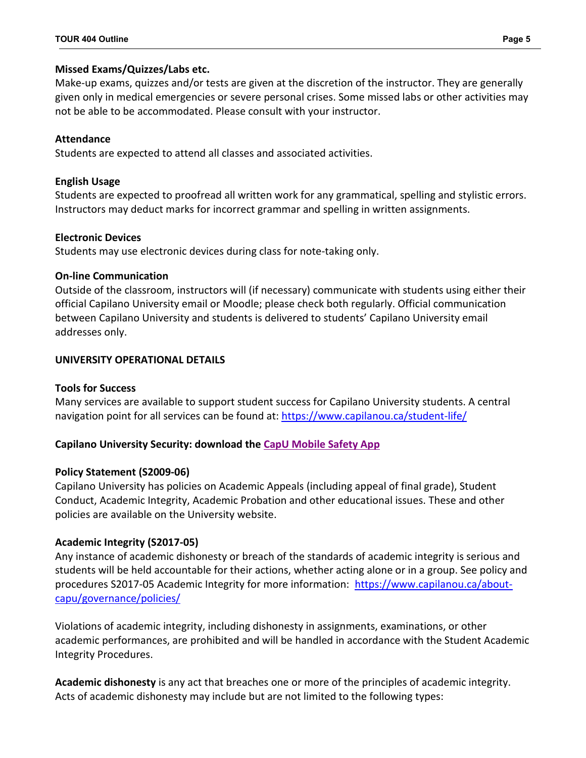**Missed Exams/Quizzes/Labs etc.**
Make-up exams, quizzes and/or tests are given at the discretion of the instructor. They are generally given only in medical emergencies or severe personal crises. Some missed labs or other activities may not be able to be accommodated. Please consult with your instructor.

**Attendance**
Students are expected to attend all classes and associated activities.

**English Usage**
Students are expected to proofread all written work for any grammatical, spelling and stylistic errors. Instructors may deduct marks for incorrect grammar and spelling in written assignments.

**Electronic Devices**
Students may use electronic devices during class for note-taking only.

**On-line Communication**
Outside of the classroom, instructors will (if necessary) communicate with students using either their official Capilano University email or Moodle; please check both regularly. Official communication between Capilano University and students is delivered to students' Capilano University email addresses only.

## UNIVERSITY OPERATIONAL DETAILS

**Tools for Success**
Many services are available to support student success for Capilano University students. A central navigation point for all services can be found at: https://www.capilanou.ca/student-life/

**Capilano University Security: download the CapU Mobile Safety App**

**Policy Statement (S2009-06)**
Capilano University has policies on Academic Appeals (including appeal of final grade), Student Conduct, Academic Integrity, Academic Probation and other educational issues. These and other policies are available on the University website.

**Academic Integrity (S2017-05)**
Any instance of academic dishonesty or breach of the standards of academic integrity is serious and students will be held accountable for their actions, whether acting alone or in a group. See policy and procedures S2017-05 Academic Integrity for more information: https://www.capilanou.ca/about-capu/governance/policies/

Violations of academic integrity, including dishonesty in assignments, examinations, or other academic performances, are prohibited and will be handled in accordance with the Student Academic Integrity Procedures.

**Academic dishonesty** is any act that breaches one or more of the principles of academic integrity. Acts of academic dishonesty may include but are not limited to the following types: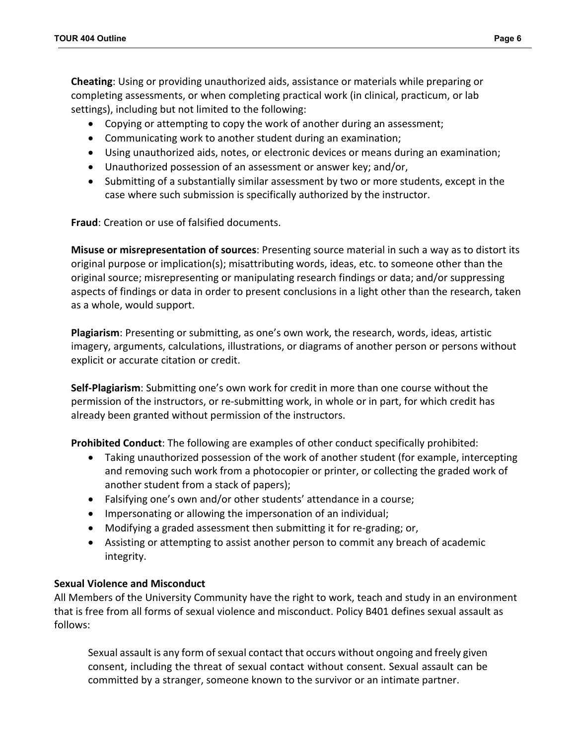**Cheating**: Using or providing unauthorized aids, assistance or materials while preparing or completing assessments, or when completing practical work (in clinical, practicum, or lab settings), including but not limited to the following:

- Copying or attempting to copy the work of another during an assessment;
- Communicating work to another student during an examination;
- Using unauthorized aids, notes, or electronic devices or means during an examination;
- Unauthorized possession of an assessment or answer key; and/or,
- Submitting of a substantially similar assessment by two or more students, except in the case where such submission is specifically authorized by the instructor.

**Fraud**: Creation or use of falsified documents.

**Misuse or misrepresentation of sources**: Presenting source material in such a way as to distort its original purpose or implication(s); misattributing words, ideas, etc. to someone other than the original source; misrepresenting or manipulating research findings or data; and/or suppressing aspects of findings or data in order to present conclusions in a light other than the research, taken as a whole, would support.

**Plagiarism**: Presenting or submitting, as one's own work, the research, words, ideas, artistic imagery, arguments, calculations, illustrations, or diagrams of another person or persons without explicit or accurate citation or credit.

**Self-Plagiarism**: Submitting one's own work for credit in more than one course without the permission of the instructors, or re-submitting work, in whole or in part, for which credit has already been granted without permission of the instructors.

**Prohibited Conduct**: The following are examples of other conduct specifically prohibited:

- Taking unauthorized possession of the work of another student (for example, intercepting and removing such work from a photocopier or printer, or collecting the graded work of another student from a stack of papers);
- Falsifying one's own and/or other students' attendance in a course;
- Impersonating or allowing the impersonation of an individual;
- Modifying a graded assessment then submitting it for re-grading; or,
- Assisting or attempting to assist another person to commit any breach of academic integrity.

### Sexual Violence and Misconduct

All Members of the University Community have the right to work, teach and study in an environment that is free from all forms of sexual violence and misconduct. Policy B401 defines sexual assault as follows:

> Sexual assault is any form of sexual contact that occurs without ongoing and freely given consent, including the threat of sexual contact without consent. Sexual assault can be committed by a stranger, someone known to the survivor or an intimate partner.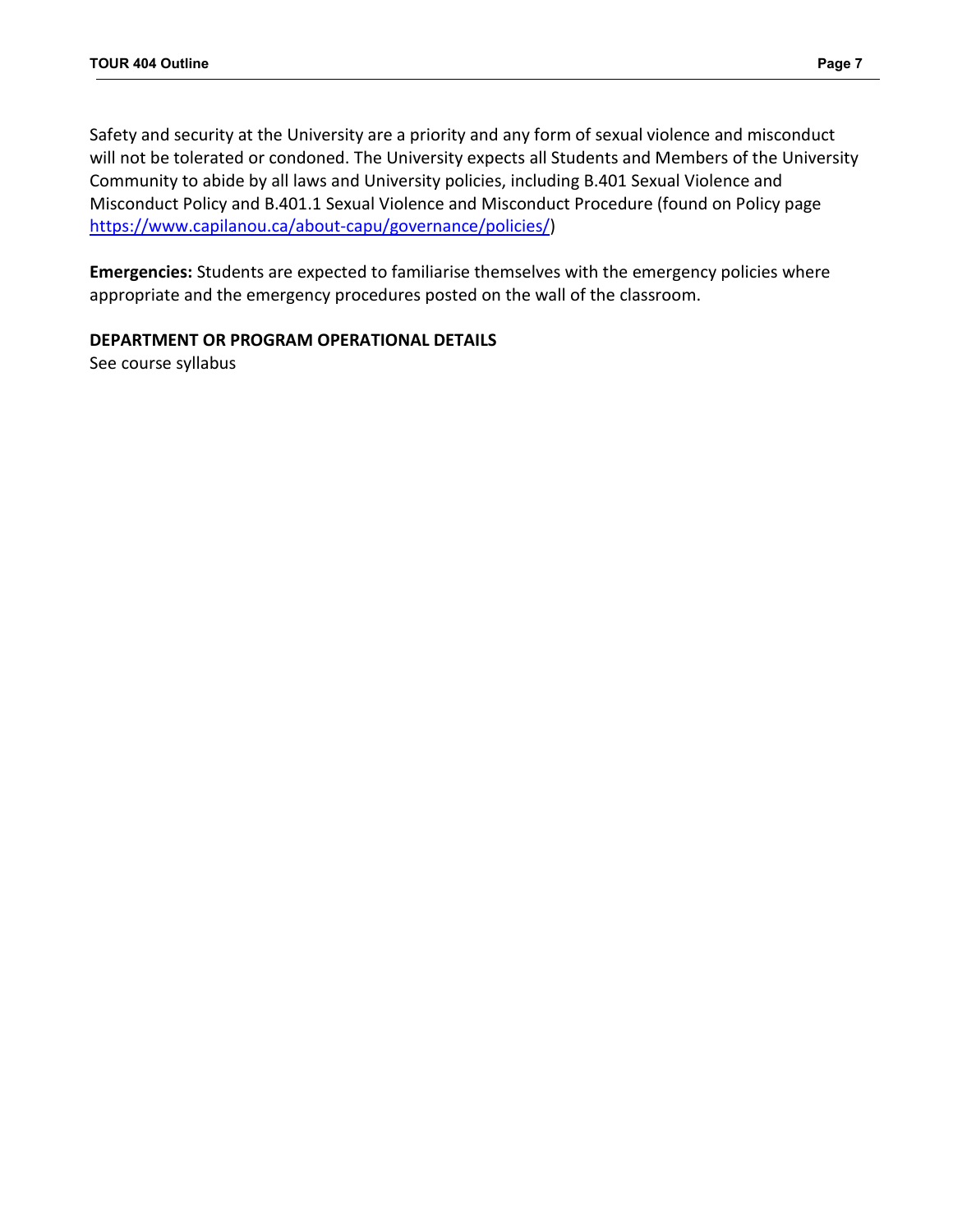Safety and security at the University are a priority and any form of sexual violence and misconduct will not be tolerated or condoned. The University expects all Students and Members of the University Community to abide by all laws and University policies, including B.401 Sexual Violence and Misconduct Policy and B.401.1 Sexual Violence and Misconduct Procedure (found on Policy page [https://www.capilanou.ca/about-capu/governance/policies/](https://www.capilanou.ca/about-capu/governance/policies/))

**Emergencies:** Students are expected to familiarise themselves with the emergency policies where appropriate and the emergency procedures posted on the wall of the classroom.

**DEPARTMENT OR PROGRAM OPERATIONAL DETAILS**

See course syllabus